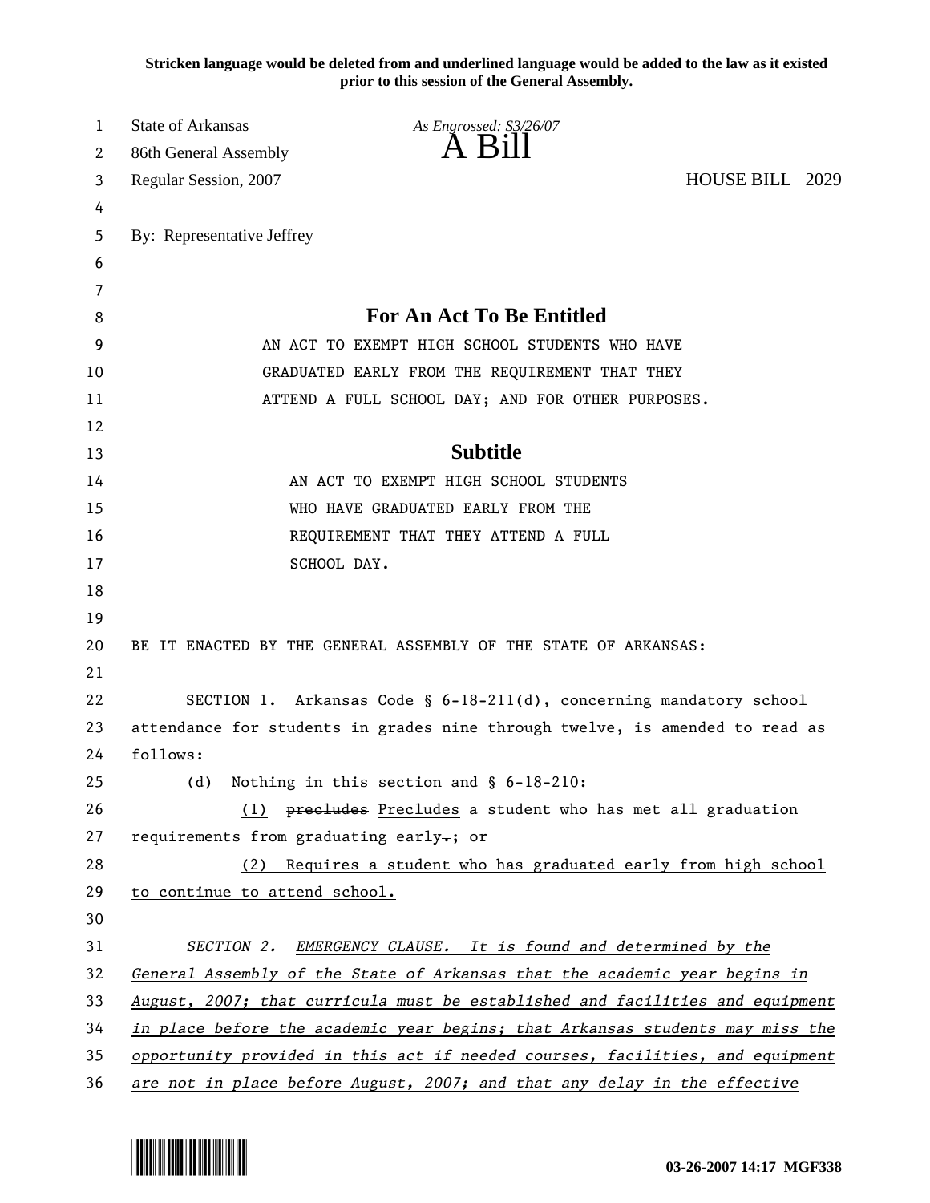**Stricken language would be deleted from and underlined language would be added to the law as it existed prior to this session of the General Assembly.**

State of Arkansas
86th General Assembly
Regular Session, 2007

*As Engrossed: S3/26/07*

# A Bill

HOUSE BILL 2029

By: Representative Jeffrey

## For An Act To Be Entitled

AN ACT TO EXEMPT HIGH SCHOOL STUDENTS WHO HAVE GRADUATED EARLY FROM THE REQUIREMENT THAT THEY ATTEND A FULL SCHOOL DAY; AND FOR OTHER PURPOSES.

## Subtitle

AN ACT TO EXEMPT HIGH SCHOOL STUDENTS WHO HAVE GRADUATED EARLY FROM THE REQUIREMENT THAT THEY ATTEND A FULL SCHOOL DAY.

BE IT ENACTED BY THE GENERAL ASSEMBLY OF THE STATE OF ARKANSAS:

SECTION 1. Arkansas Code § 6-18-211(d), concerning mandatory school attendance for students in grades nine through twelve, is amended to read as follows:

(d) Nothing in this section and § 6-18-210:

<u>(1)</u> ~~precludes~~ <u>Precludes</u> a student who has met all graduation requirements from graduating early~~.~~<u>; or</u>

<u>(2) Requires a student who has graduated early from high school to continue to attend school.</u>

*SECTION 2. <u>EMERGENCY CLAUSE. It is found and determined by the General Assembly of the State of Arkansas that the academic year begins in August, 2007; that curricula must be established and facilities and equipment in place before the academic year begins; that Arkansas students may miss the opportunity provided in this act if needed courses, facilities, and equipment are not in place before August, 2007; and that any delay in the effective</u>*

03-26-2007 14:17 MGF338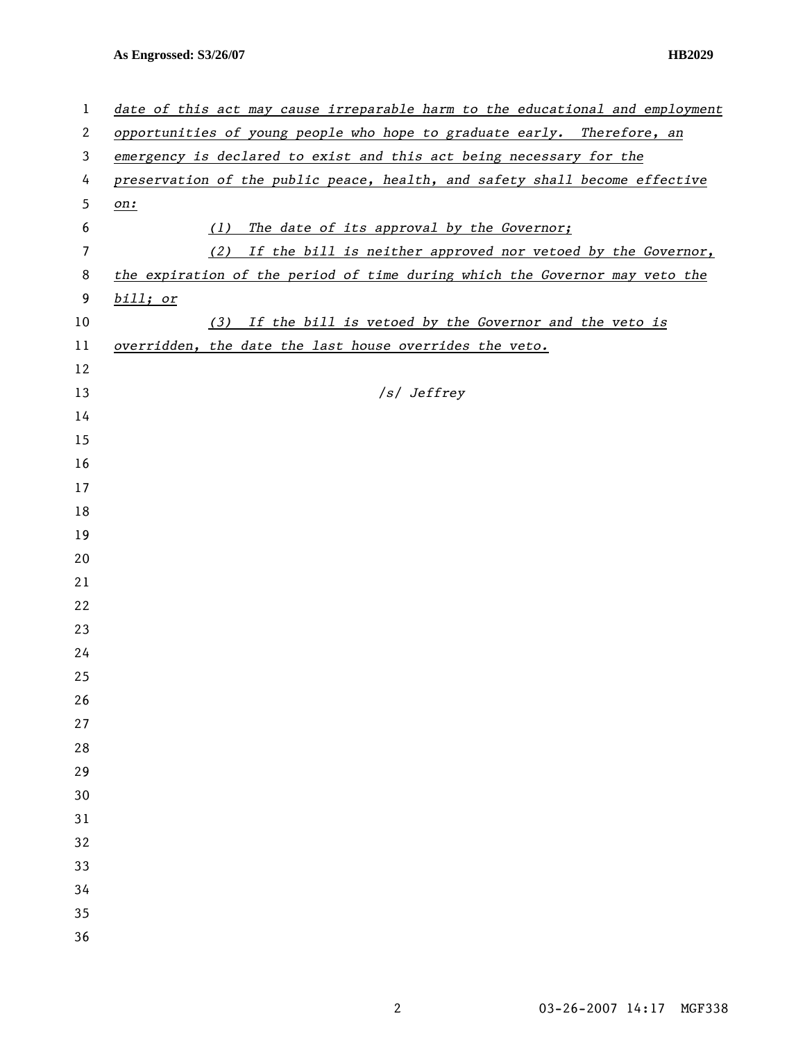*date of this act may cause irreparable harm to the educational and employment opportunities of young people who hope to graduate early. Therefore, an emergency is declared to exist and this act being necessary for the preservation of the public peace, health, and safety shall become effective on:*

*(1) The date of its approval by the Governor;*

*(2) If the bill is neither approved nor vetoed by the Governor, the expiration of the period of time during which the Governor may veto the bill; or*

*(3) If the bill is vetoed by the Governor and the veto is overridden, the date the last house overrides the veto.*

/s/ Jeffrey

03-26-2007 14:17 MGF338